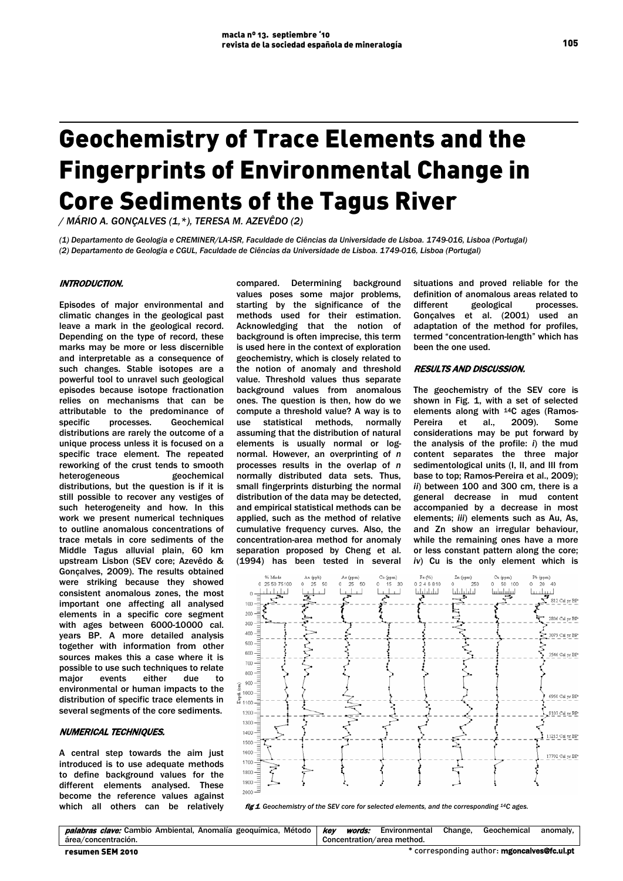# Geochemistry of Trace Elements and the Fingerprints of Environmental Change in Core Sediments of the Tagus River

*/ MÁRIO A. GONÇALVES (1,\*), TERESA M. AZEVÊDO (2)*

*(1) Departamento de Geologia e CREMINER/LA-ISR, Faculdade de Ciências da Universidade de Lisboa. 1749-016, Lisboa (Portugal)*
*(2) Departamento de Geologia e CGUL, Faculdade de Ciências da Universidade de Lisboa. 1749-016, Lisboa (Portugal)*

## INTRODUCTION.

Episodes of major environmental and climatic changes in the geological past leave a mark in the geological record. Depending on the type of record, these marks may be more or less discernible and interpretable as a consequence of such changes. Stable isotopes are a powerful tool to unravel such geological episodes because isotope fractionation relies on mechanisms that can be attributable to the predominance of specific processes. Geochemical distributions are rarely the outcome of a unique process unless it is focused on a specific trace element. The repeated reworking of the crust tends to smooth heterogeneous geochemical distributions, but the question is if it is still possible to recover any vestiges of such heterogeneity and how. In this work we present numerical techniques to outline anomalous concentrations of trace metals in core sediments of the Middle Tagus alluvial plain, 60 km upstream Lisbon (SEV core; Azevêdo & Gonçalves, 2009). The results obtained were striking because they showed consistent anomalous zones, the most important one affecting all analysed elements in a specific core segment with ages between 6000-10000 cal. years BP. A more detailed analysis together with information from other sources makes this a case where it is possible to use such techniques to relate major events either due to environmental or human impacts to the distribution of specific trace elements in several segments of the core sediments.

## NUMERICAL TECHNIQUES.

A central step towards the aim just introduced is to use adequate methods to define background values for the different elements analysed. These become the reference values against which all others can be relatively compared. Determining background values poses some major problems, starting by the significance of the methods used for their estimation. Acknowledging that the notion of background is often imprecise, this term is used here in the context of exploration geochemistry, which is closely related to the notion of anomaly and threshold value. Threshold values thus separate background values from anomalous ones. The question is then, how do we compute a threshold value? A way is to use statistical methods, normally assuming that the distribution of natural elements is usually normal or log-normal. However, an overprinting of *n* processes results in the overlap of *n* normally distributed data sets. Thus, small fingerprints disturbing the normal distribution of the data may be detected, and empirical statistical methods can be applied, such as the method of relative cumulative frequency curves. Also, the concentration-area method for anomaly separation proposed by Cheng et al. (1994) has been tested in several situations and proved reliable for the definition of anomalous areas related to different geological processes. Gonçalves et al. (2001) used an adaptation of the method for profiles, termed "concentration-length" which has been the one used.

## RESULTS AND DISCUSSION.

The geochemistry of the SEV core is shown in Fig. 1, with a set of selected elements along with $^{14}$C ages (Ramos-Pereira et al., 2009). Some considerations may be put forward by the analysis of the profile: *i*) the mud content separates the three major sedimentological units (I, II, and III from base to top; Ramos-Pereira et al., 2009); *ii*) between 100 and 300 cm, there is a general decrease in mud content accompanied by a decrease in most elements; *iii*) elements such as Au, As, and Zn show an irregular behaviour, while the remaining ones have a more or less constant pattern along the core; *iv*) Cu is the only element which is

*fig 1. Geochemistry of the SEV core for selected elements, and the corresponding $^{14}$C ages.*

| *palabras clave:* Cambio Ambiental, Anomalía geoquímica, Método área/concentración. | *key words:* Environmental Change, Geochemical anomaly, Concentration/area method. |
|---|---|

\* corresponding author: **mgoncalves@fc.ul.pt**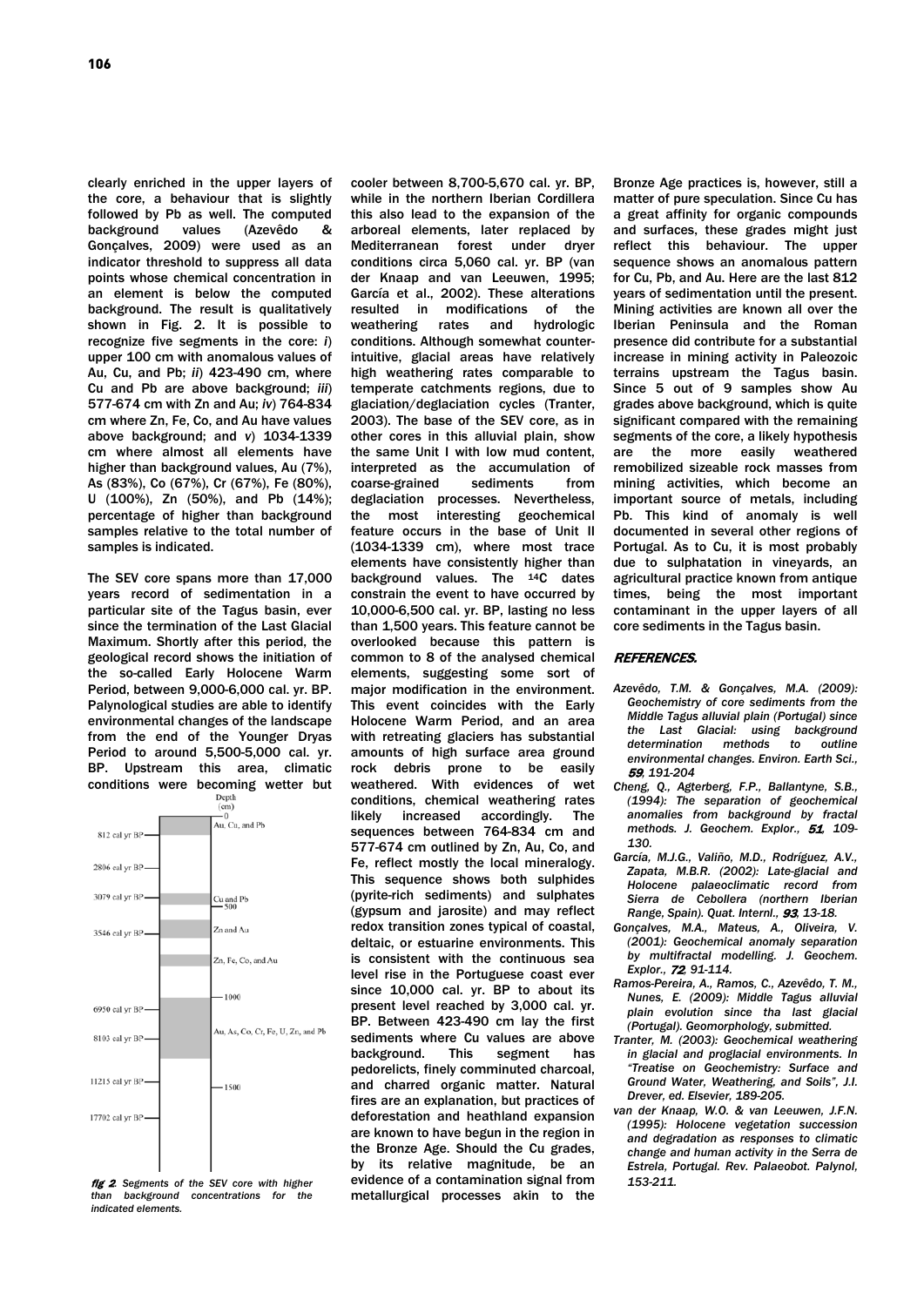clearly enriched in the upper layers of the core, a behaviour that is slightly followed by Pb as well. The computed background values (Azevêdo & Gonçalves, 2009) were used as an indicator threshold to suppress all data points whose chemical concentration in an element is below the computed background. The result is qualitatively shown in Fig. 2. It is possible to recognize five segments in the core: *i*) upper 100 cm with anomalous values of Au, Cu, and Pb; *ii*) 423-490 cm, where Cu and Pb are above background; *iii*) 577-674 cm with Zn and Au; *iv*) 764-834 cm where Zn, Fe, Co, and Au have values above background; and *v*) 1034-1339 cm where almost all elements have higher than background values, Au (7%), As (83%), Co (67%), Cr (67%), Fe (80%), U (100%), Zn (50%), and Pb (14%); percentage of higher than background samples relative to the total number of samples is indicated.

The SEV core spans more than 17,000 years record of sedimentation in a particular site of the Tagus basin, ever since the termination of the Last Glacial Maximum. Shortly after this period, the geological record shows the initiation of the so-called Early Holocene Warm Period, between 9,000-6,000 cal. yr. BP. Palynological studies are able to identify environmental changes of the landscape from the end of the Younger Dryas Period to around 5,500-5,000 cal. yr. BP. Upstream this area, climatic conditions were becoming wetter but

Depth (cm)
0
812 cal yr BP
Au, Cu, and Pb
2806 cal yr BP
3079 cal yr BP
Cu and Pb
500
3546 cal yr BP
Zn and Au
Zn, Fe, Co, and Au
1000
6950 cal yr BP
8103 cal yr BP
Au, As, Co, Cr, Fe, U, Zn, and Pb
11215 cal yr BP
1500
17702 cal yr BP

*fig 2. Segments of the SEV core with higher than background concentrations for the indicated elements.*

cooler between 8,700-5,670 cal. yr. BP, while in the northern Iberian Cordillera this also lead to the expansion of the arboreal elements, later replaced by Mediterranean forest under dryer conditions circa 5,060 cal. yr. BP (van der Knaap and van Leeuwen, 1995; García et al., 2002). These alterations resulted in modifications of the weathering rates and hydrologic conditions. Although somewhat counter-intuitive, glacial areas have relatively high weathering rates comparable to temperate catchments regions, due to glaciation/deglaciation cycles (Tranter, 2003). The base of the SEV core, as in other cores in this alluvial plain, show the same Unit I with low mud content, interpreted as the accumulation of coarse-grained sediments from deglaciation processes. Nevertheless, the most interesting geochemical feature occurs in the base of Unit II (1034-1339 cm), where most trace elements have consistently higher than background values. The $^{14}C$ dates constrain the event to have occurred by 10,000-6,500 cal. yr. BP, lasting no less than 1,500 years. This feature cannot be overlooked because this pattern is common to 8 of the analysed chemical elements, suggesting some sort of major modification in the environment. This event coincides with the Early Holocene Warm Period, and an area with retreating glaciers has substantial amounts of high surface area ground rock debris prone to be easily weathered. With evidences of wet conditions, chemical weathering rates likely increased accordingly. The sequences between 764-834 cm and 577-674 cm outlined by Zn, Au, Co, and Fe, reflect mostly the local mineralogy. This sequence shows both sulphides (pyrite-rich sediments) and sulphates (gypsum and jarosite) and may reflect redox transition zones typical of coastal, deltaic, or estuarine environments. This is consistent with the continuous sea level rise in the Portuguese coast ever since 10,000 cal. yr. BP to about its present level reached by 3,000 cal. yr. BP. Between 423-490 cm lay the first sediments where Cu values are above background. This segment has pedorelicts, finely comminuted charcoal, and charred organic matter. Natural fires are an explanation, but practices of deforestation and heathland expansion are known to have begun in the region in the Bronze Age. Should the Cu grades, by its relative magnitude, be an evidence of a contamination signal from metallurgical processes akin to the Bronze Age practices is, however, still a matter of pure speculation. Since Cu has a great affinity for organic compounds and surfaces, these grades might just reflect this behaviour. The upper sequence shows an anomalous pattern for Cu, Pb, and Au. Here are the last 812 years of sedimentation until the present. Mining activities are known all over the Iberian Peninsula and the Roman presence did contribute for a substantial increase in mining activity in Paleozoic terrains upstream the Tagus basin. Since 5 out of 9 samples show Au grades above background, which is quite significant compared with the remaining segments of the core, a likely hypothesis are the more easily weathered remobilized sizeable rock masses from mining activities, which become an important source of metals, including Pb. This kind of anomaly is well documented in several other regions of Portugal. As to Cu, it is most probably due to sulphatation in vineyards, an agricultural practice known from antique times, being the most important contaminant in the upper layers of all core sediments in the Tagus basin.

## REFERENCES.

*Azevêdo, T.M. & Gonçalves, M.A. (2009): Geochemistry of core sediments from the Middle Tagus alluvial plain (Portugal) since the Last Glacial: using background determination methods to outline environmental changes. Environ. Earth Sci., **59**, 191-204*

*Cheng, Q., Agterberg, F.P., Ballantyne, S.B., (1994): The separation of geochemical anomalies from background by fractal methods. J. Geochem. Explor., **51**, 109-130.*

*García, M.J.G., Valiño, M.D., Rodríguez, A.V., Zapata, M.B.R. (2002): Late-glacial and Holocene palaeoclimatic record from Sierra de Cebollera (northern Iberian Range, Spain). Quat. Internl., **93**, 13-18.*

*Gonçalves, M.A., Mateus, A., Oliveira, V. (2001): Geochemical anomaly separation by multifractal modelling. J. Geochem. Explor., **72**, 91-114.*

*Ramos-Pereira, A., Ramos, C., Azevêdo, T. M., Nunes, E. (2009): Middle Tagus alluvial plain evolution since tha last glacial (Portugal). Geomorphology, submitted.*

*Tranter, M. (2003): Geochemical weathering in glacial and proglacial environments. In "Treatise on Geochemistry: Surface and Ground Water, Weathering, and Soils", J.I. Drever, ed. Elsevier, 189-205.*

*van der Knaap, W.O. & van Leeuwen, J.F.N. (1995): Holocene vegetation succession and degradation as responses to climatic change and human activity in the Serra de Estrela, Portugal. Rev. Palaeobot. Palynol, 153-211.*